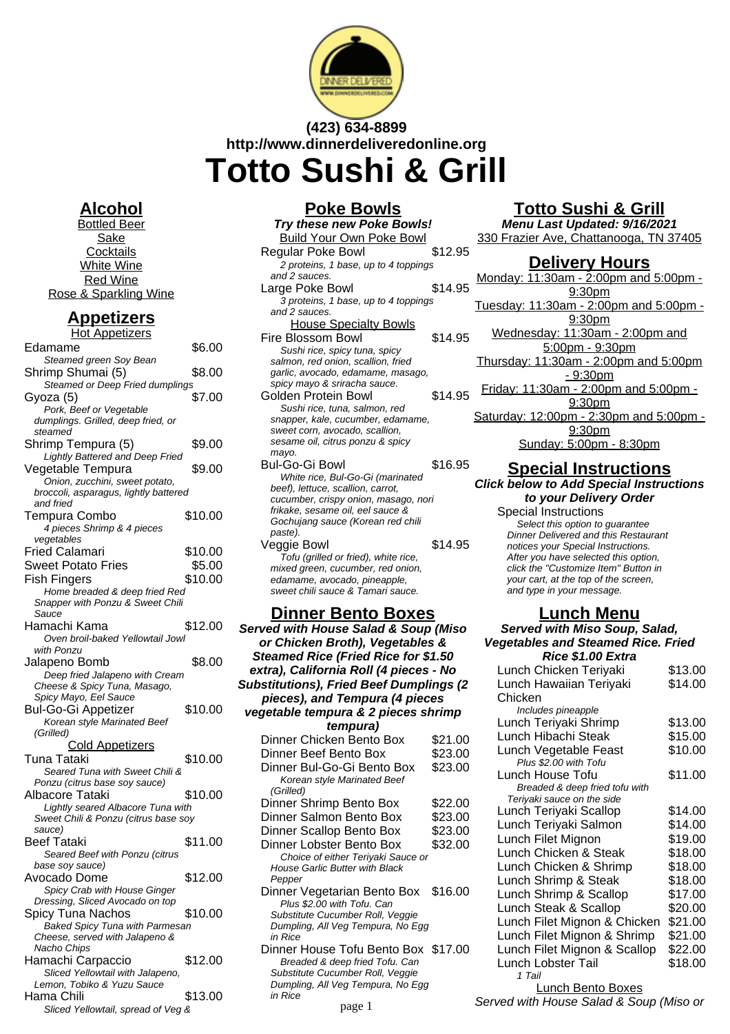**(423) 634-8899**
**http://www.dinnerdeliveredonline.org**

# Totto Sushi & Grill

## Alcohol

Bottled Beer
Sake
Cocktails
White Wine
Red Wine
Rose & Sparkling Wine

## Appetizers

### Hot Appetizers

Edamame $6.00
*Steamed green Soy Bean*

Shrimp Shumai (5) $8.00
*Steamed or Deep Fried dumplings*

Gyoza (5) $7.00
*Pork, Beef or Vegetable dumplings. Grilled, deep fried, or steamed*

Shrimp Tempura (5) $9.00
*Lightly Battered and Deep Fried*

Vegetable Tempura $9.00
*Onion, zucchini, sweet potato, broccoli, asparagus, lightly battered and fried*

Tempura Combo $10.00
*4 pieces Shrimp & 4 pieces vegetables*

Fried Calamari $10.00

Sweet Potato Fries $5.00

Fish Fingers $10.00
*Home breaded & deep fried Red Snapper with Ponzu & Sweet Chili Sauce*

Hamachi Kama $12.00
*Oven broil-baked Yellowtail Jowl with Ponzu*

Jalapeno Bomb $8.00
*Deep fried Jalapeno with Cream Cheese & Spicy Tuna, Masago, Spicy Mayo, Eel Sauce*

Bul-Go-Gi Appetizer $10.00
*Korean style Marinated Beef (Grilled)*

### Cold Appetizers

Tuna Tataki $10.00
*Seared Tuna with Sweet Chili & Ponzu (citrus base soy sauce)*

Albacore Tataki $10.00
*Lightly seared Albacore Tuna with Sweet Chili & Ponzu (citrus base soy sauce)*

Beef Tataki $11.00
*Seared Beef with Ponzu (citrus base soy sauce)*

Avocado Dome $12.00
*Spicy Crab with House Ginger Dressing, Sliced Avocado on top*

Spicy Tuna Nachos $10.00
*Baked Spicy Tuna with Parmesan Cheese, served with Jalapeno & Nacho Chips*

Hamachi Carpaccio $12.00
*Sliced Yellowtail with Jalapeno, Lemon, Tobiko & Yuzu Sauce*

Hama Chili $13.00
*Sliced Yellowtail, spread of Veg &*

## Poke Bowls

***Try these new Poke Bowls!***

### Build Your Own Poke Bowl

Regular Poke Bowl $12.95
*2 proteins, 1 base, up to 4 toppings and 2 sauces.*

Large Poke Bowl $14.95
*3 proteins, 1 base, up to 4 toppings and 2 sauces.*

### House Specialty Bowls

Fire Blossom Bowl $14.95
*Sushi rice, spicy tuna, spicy salmon, red onion, scallion, fried garlic, avocado, edamame, masago, spicy mayo & sriracha sauce.*

Golden Protein Bowl $14.95
*Sushi rice, tuna, salmon, red snapper, kale, cucumber, edamame, sweet corn, avocado, scallion, sesame oil, citrus ponzu & spicy mayo.*

Bul-Go-Gi Bowl $16.95
*White rice, Bul-Go-Gi (marinated beef), lettuce, scallion, carrot, cucumber, crispy onion, masago, nori frikake, sesame oil, eel sauce & Gochujang sauce (Korean red chili paste).*

Veggie Bowl $14.95
*Tofu (grilled or fried), white rice, mixed green, cucumber, red onion, edamame, avocado, pineapple, sweet chili sauce & Tamari sauce.*

## Dinner Bento Boxes

**Served with House Salad & Soup (Miso or Chicken Broth), Vegetables & Steamed Rice (Fried Rice for $1.50 extra), California Roll (4 pieces - No Substitutions), Fried Beef Dumplings (2 pieces), and Tempura (4 pieces vegetable tempura & 2 pieces shrimp tempura)**

Dinner Chicken Bento Box $21.00

Dinner Beef Bento Box $23.00

Dinner Bul-Go-Gi Bento Box $23.00
*Korean style Marinated Beef (Grilled)*

Dinner Shrimp Bento Box $22.00

Dinner Salmon Bento Box $23.00

Dinner Scallop Bento Box $23.00

Dinner Lobster Bento Box $32.00
*Choice of either Teriyaki Sauce or House Garlic Butter with Black Pepper*

Dinner Vegetarian Bento Box $16.00
*Plus $2.00 with Tofu. Can Substitute Cucumber Roll, Veggie Dumpling, All Veg Tempura, No Egg in Rice*

Dinner House Tofu Bento Box $17.00
*Breaded & deep fried Tofu. Can Substitute Cucumber Roll, Veggie Dumpling, All Veg Tempura, No Egg in Rice*

## Totto Sushi & Grill

***Menu Last Updated: 9/16/2021***

330 Frazier Ave, Chattanooga, TN 37405

## Delivery Hours

Monday: 11:30am - 2:00pm and 5:00pm - 9:30pm
Tuesday: 11:30am - 2:00pm and 5:00pm - 9:30pm
Wednesday: 11:30am - 2:00pm and 5:00pm - 9:30pm
Thursday: 11:30am - 2:00pm and 5:00pm - 9:30pm
Friday: 11:30am - 2:00pm and 5:00pm - 9:30pm
Saturday: 12:00pm - 2:30pm and 5:00pm - 9:30pm
Sunday: 5:00pm - 8:30pm

## Special Instructions

***Click below to Add Special Instructions to your Delivery Order***

Special Instructions
*Select this option to guarantee Dinner Delivered and this Restaurant notices your Special Instructions. After you have selected this option, click the "Customize Item" Button in your cart, at the top of the screen, and type in your message.*

## Lunch Menu

***Served with Miso Soup, Salad, Vegetables and Steamed Rice. Fried Rice $1.00 Extra***

Lunch Chicken Teriyaki $13.00

Lunch Hawaiian Teriyaki Chicken $14.00
*Includes pineapple*

Lunch Teriyaki Shrimp $13.00

Lunch Hibachi Steak $15.00

Lunch Vegetable Feast $10.00
*Plus $2.00 with Tofu*

Lunch House Tofu $11.00
*Breaded & deep fried tofu with Teriyaki sauce on the side*

Lunch Teriyaki Scallop $14.00

Lunch Teriyaki Salmon $14.00

Lunch Filet Mignon $19.00

Lunch Chicken & Steak $18.00

Lunch Chicken & Shrimp $18.00

Lunch Shrimp & Steak $18.00

Lunch Shrimp & Scallop $17.00

Lunch Steak & Scallop $20.00

Lunch Filet Mignon & Chicken $21.00

Lunch Filet Mignon & Shrimp $21.00

Lunch Filet Mignon & Scallop $22.00

Lunch Lobster Tail $18.00
*1 Tail*

### Lunch Bento Boxes

*Served with House Salad & Soup (Miso or*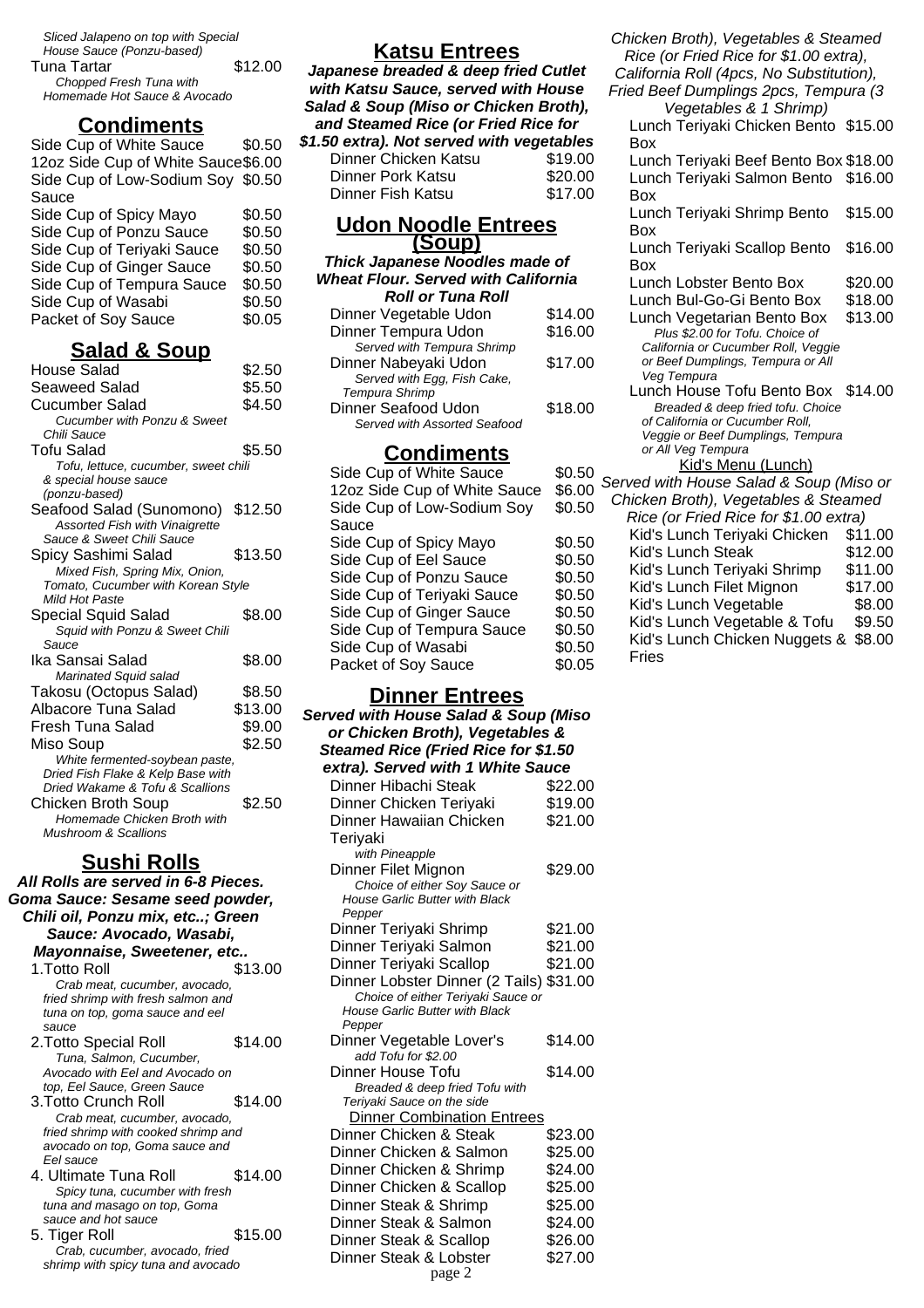*Sliced Jalapeno on top with Special House Sauce (Ponzu-based)*

Tuna Tartar $12.00
*Chopped Fresh Tuna with Homemade Hot Sauce & Avocado*

## Condiments

| Item | Price |
|---|---|
| Side Cup of White Sauce | $0.50 |
| 12oz Side Cup of White Sauce | $6.00 |
| Side Cup of Low-Sodium Soy Sauce | $0.50 |
| Side Cup of Spicy Mayo | $0.50 |
| Side Cup of Ponzu Sauce | $0.50 |
| Side Cup of Teriyaki Sauce | $0.50 |
| Side Cup of Ginger Sauce | $0.50 |
| Side Cup of Tempura Sauce | $0.50 |
| Side Cup of Wasabi | $0.50 |
| Packet of Soy Sauce | $0.05 |

## Salad & Soup

House Salad $2.50

Seaweed Salad $5.50

Cucumber Salad $4.50
*Cucumber with Ponzu & Sweet Chili Sauce*

Tofu Salad $5.50
*Tofu, lettuce, cucumber, sweet chili & special house sauce (ponzu-based)*

Seafood Salad (Sunomono) $12.50
*Assorted Fish with Vinaigrette Sauce & Sweet Chili Sauce*

Spicy Sashimi Salad $13.50
*Mixed Fish, Spring Mix, Onion, Tomato, Cucumber with Korean Style Mild Hot Paste*

Special Squid Salad $8.00
*Squid with Ponzu & Sweet Chili Sauce*

Ika Sansai Salad $8.00
*Marinated Squid salad*

Takosu (Octopus Salad) $8.50

Albacore Tuna Salad $13.00

Fresh Tuna Salad $9.00

Miso Soup $2.50
*White fermented-soybean paste, Dried Fish Flake & Kelp Base with Dried Wakame & Tofu & Scallions*

Chicken Broth Soup $2.50
*Homemade Chicken Broth with Mushroom & Scallions*

## Sushi Rolls

***All Rolls are served in 6-8 Pieces. Goma Sauce: Sesame seed powder, Chili oil, Ponzu mix, etc..; Green Sauce: Avocado, Wasabi, Mayonnaise, Sweetener, etc..***

1.Totto Roll $13.00
*Crab meat, cucumber, avocado, fried shrimp with fresh salmon and tuna on top, goma sauce and eel sauce*

2.Totto Special Roll $14.00
*Tuna, Salmon, Cucumber, Avocado with Eel and Avocado on top, Eel Sauce, Green Sauce*

3.Totto Crunch Roll $14.00
*Crab meat, cucumber, avocado, fried shrimp with cooked shrimp and avocado on top, Goma sauce and Eel sauce*

4. Ultimate Tuna Roll $14.00
*Spicy tuna, cucumber with fresh tuna and masago on top, Goma sauce and hot sauce*

5. Tiger Roll $15.00
*Crab, cucumber, avocado, fried shrimp with spicy tuna and avocado*

## Katsu Entrees

***Japanese breaded & deep fried Cutlet with Katsu Sauce, served with House Salad & Soup (Miso or Chicken Broth), and Steamed Rice (or Fried Rice for $1.50 extra). Not served with vegetables***

| Item | Price |
|---|---|
| Dinner Chicken Katsu | $19.00 |
| Dinner Pork Katsu | $20.00 |
| Dinner Fish Katsu | $17.00 |

## Udon Noodle Entrees (Soup)

***Thick Japanese Noodles made of Wheat Flour. Served with California Roll or Tuna Roll***

Dinner Vegetable Udon $14.00

Dinner Tempura Udon $16.00
*Served with Tempura Shrimp*

Dinner Nabeyaki Udon $17.00
*Served with Egg, Fish Cake, Tempura Shrimp*

Dinner Seafood Udon $18.00
*Served with Assorted Seafood*

## Condiments

| Item | Price |
|---|---|
| Side Cup of White Sauce | $0.50 |
| 12oz Side Cup of White Sauce | $6.00 |
| Side Cup of Low-Sodium Soy Sauce | $0.50 |
| Side Cup of Spicy Mayo | $0.50 |
| Side Cup of Eel Sauce | $0.50 |
| Side Cup of Ponzu Sauce | $0.50 |
| Side Cup of Teriyaki Sauce | $0.50 |
| Side Cup of Ginger Sauce | $0.50 |
| Side Cup of Tempura Sauce | $0.50 |
| Side Cup of Wasabi | $0.50 |
| Packet of Soy Sauce | $0.05 |

## Dinner Entrees

***Served with House Salad & Soup (Miso or Chicken Broth), Vegetables & Steamed Rice (Fried Rice for $1.50 extra). Served with 1 White Sauce***

Dinner Hibachi Steak $22.00

Dinner Chicken Teriyaki $19.00

Dinner Hawaiian Chicken Teriyaki $21.00
*with Pineapple*

Dinner Filet Mignon $29.00
*Choice of either Soy Sauce or House Garlic Butter with Black Pepper*

Dinner Teriyaki Shrimp $21.00

Dinner Teriyaki Salmon $21.00

Dinner Teriyaki Scallop $21.00

Dinner Lobster Dinner (2 Tails) $31.00
*Choice of either Teriyaki Sauce or House Garlic Butter with Black Pepper*

Dinner Vegetable Lover's $14.00
*add Tofu for $2.00*

Dinner House Tofu $14.00
*Breaded & deep fried Tofu with Teriyaki Sauce on the side*

### Dinner Combination Entrees

| Item | Price |
|---|---|
| Dinner Chicken & Steak | $23.00 |
| Dinner Chicken & Salmon | $25.00 |
| Dinner Chicken & Shrimp | $24.00 |
| Dinner Chicken & Scallop | $25.00 |
| Dinner Steak & Shrimp | $25.00 |
| Dinner Steak & Salmon | $24.00 |
| Dinner Steak & Scallop | $26.00 |
| Dinner Steak & Lobster | $27.00 |

*Chicken Broth), Vegetables & Steamed Rice (or Fried Rice for $1.00 extra), California Roll (4pcs, No Substitution), Fried Beef Dumplings 2pcs, Tempura (3 Vegetables & 1 Shrimp)*

Lunch Teriyaki Chicken Bento Box $15.00

Lunch Teriyaki Beef Bento Box $18.00

Lunch Teriyaki Salmon Bento Box $16.00

Lunch Teriyaki Shrimp Bento Box $15.00

Lunch Teriyaki Scallop Bento Box $16.00

Lunch Lobster Bento Box $20.00

Lunch Bul-Go-Gi Bento Box $18.00

Lunch Vegetarian Bento Box $13.00
*Plus $2.00 for Tofu. Choice of California or Cucumber Roll, Veggie or Beef Dumplings, Tempura or All Veg Tempura*

Lunch House Tofu Bento Box $14.00
*Breaded & deep fried tofu. Choice of California or Cucumber Roll, Veggie or Beef Dumplings, Tempura or All Veg Tempura*

### Kid's Menu (Lunch)

Served with House Salad & Soup (Miso or Chicken Broth), Vegetables & Steamed Rice (or Fried Rice for $1.00 extra)

| Item | Price |
|---|---|
| Kid's Lunch Teriyaki Chicken | $11.00 |
| Kid's Lunch Steak | $12.00 |
| Kid's Lunch Teriyaki Shrimp | $11.00 |
| Kid's Lunch Filet Mignon | $17.00 |
| Kid's Lunch Vegetable | $8.00 |
| Kid's Lunch Vegetable & Tofu | $9.50 |
| Kid's Lunch Chicken Nuggets & Fries | $8.00 |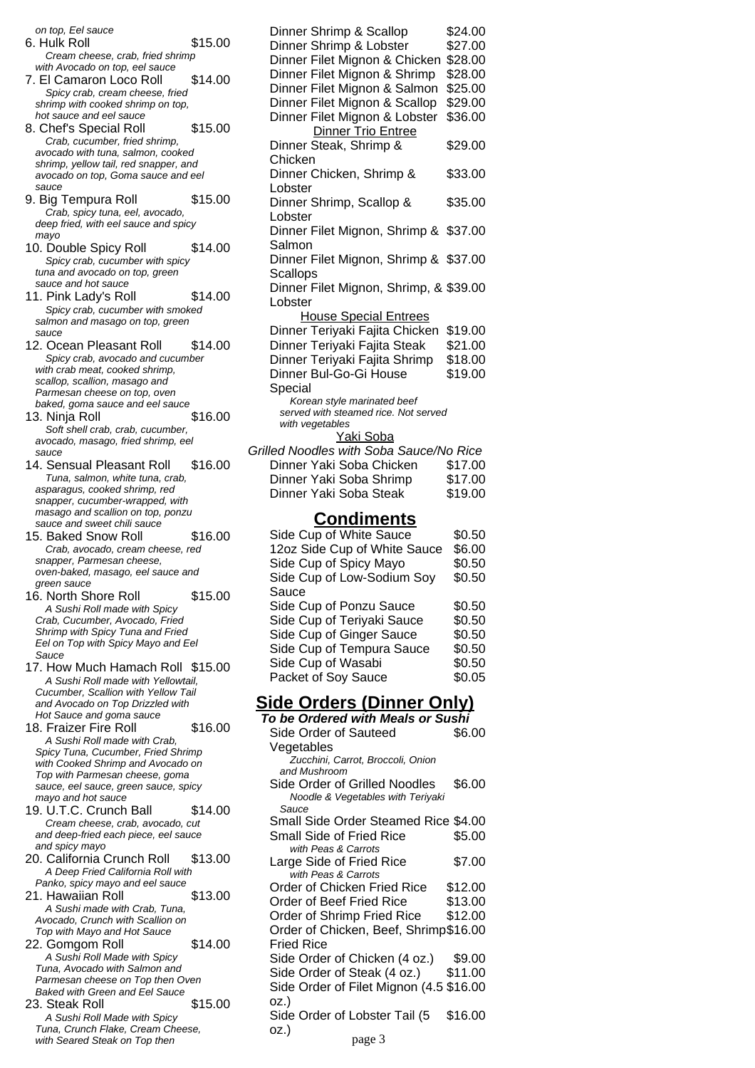*on top, Eel sauce*

6. Hulk Roll $15.00
   *Cream cheese, crab, fried shrimp with Avocado on top, eel sauce*
7. El Camaron Loco Roll $14.00
   *Spicy crab, cream cheese, fried shrimp with cooked shrimp on top, hot sauce and eel sauce*
8. Chef's Special Roll $15.00
   *Crab, cucumber, fried shrimp, avocado with tuna, salmon, cooked shrimp, yellow tail, red snapper, and avocado on top, Goma sauce and eel sauce*
9. Big Tempura Roll $15.00
   *Crab, spicy tuna, eel, avocado, deep fried, with eel sauce and spicy mayo*
10. Double Spicy Roll $14.00
    *Spicy crab, cucumber with spicy tuna and avocado on top, green sauce and hot sauce*
11. Pink Lady's Roll $14.00
    *Spicy crab, cucumber with smoked salmon and masago on top, green sauce*
12. Ocean Pleasant Roll $14.00
    *Spicy crab, avocado and cucumber with crab meat, cooked shrimp, scallop, scallion, masago and Parmesan cheese on top, oven baked, goma sauce and eel sauce*
13. Ninja Roll $16.00
    *Soft shell crab, crab, cucumber, avocado, masago, fried shrimp, eel sauce*
14. Sensual Pleasant Roll $16.00
    *Tuna, salmon, white tuna, crab, asparagus, cooked shrimp, red snapper, cucumber-wrapped, with masago and scallion on top, ponzu sauce and sweet chili sauce*
15. Baked Snow Roll $16.00
    *Crab, avocado, cream cheese, red snapper, Parmesan cheese, oven-baked, masago, eel sauce and green sauce*
16. North Shore Roll $15.00
    *A Sushi Roll made with Spicy Crab, Cucumber, Avocado, Fried Shrimp with Spicy Tuna and Fried Eel on Top with Spicy Mayo and Eel Sauce*
17. How Much Hamach Roll $15.00
    *A Sushi Roll made with Yellowtail, Cucumber, Scallion with Yellow Tail and Avocado on Top Drizzled with Hot Sauce and goma sauce*
18. Fraizer Fire Roll $16.00
    *A Sushi Roll made with Crab, Spicy Tuna, Cucumber, Fried Shrimp with Cooked Shrimp and Avocado on Top with Parmesan cheese, goma sauce, eel sauce, green sauce, spicy mayo and hot sauce*
19. U.T.C. Crunch Ball $14.00
    *Cream cheese, crab, avocado, cut and deep-fried each piece, eel sauce and spicy mayo*
20. California Crunch Roll $13.00
    *A Deep Fried California Roll with Panko, spicy mayo and eel sauce*
21. Hawaiian Roll $13.00
    *A Sushi made with Crab, Tuna, Avocado, Crunch with Scallion on Top with Mayo and Hot Sauce*
22. Gomgom Roll $14.00
    *A Sushi Roll Made with Spicy Tuna, Avocado with Salmon and Parmesan cheese on Top then Oven Baked with Green and Eel Sauce*
23. Steak Roll $15.00
    *A Sushi Roll Made with Spicy Tuna, Crunch Flake, Cream Cheese, with Seared Steak on Top then*

| Item | Price |
|---|---|
| Dinner Shrimp & Scallop | $24.00 |
| Dinner Shrimp & Lobster | $27.00 |
| Dinner Filet Mignon & Chicken | $28.00 |
| Dinner Filet Mignon & Shrimp | $28.00 |
| Dinner Filet Mignon & Salmon | $25.00 |
| Dinner Filet Mignon & Scallop | $29.00 |
| Dinner Filet Mignon & Lobster | $36.00 |

**Dinner Trio Entree**

| Item | Price |
|---|---|
| Dinner Steak, Shrimp & Chicken | $29.00 |
| Dinner Chicken, Shrimp & Lobster | $33.00 |
| Dinner Shrimp, Scallop & Lobster | $35.00 |
| Dinner Filet Mignon, Shrimp & Salmon | $37.00 |
| Dinner Filet Mignon, Shrimp & Scallops | $37.00 |
| Dinner Filet Mignon, Shrimp, & Lobster | $39.00 |

**House Special Entrees**

| Item | Price |
|---|---|
| Dinner Teriyaki Fajita Chicken | $19.00 |
| Dinner Teriyaki Fajita Steak | $21.00 |
| Dinner Teriyaki Fajita Shrimp | $18.00 |
| Dinner Bul-Go-Gi House Special | $19.00 |

*Korean style marinated beef served with steamed rice. Not served with vegetables*

**Yaki Soba**

*Grilled Noodles with Soba Sauce/No Rice*

| Item | Price |
|---|---|
| Dinner Yaki Soba Chicken | $17.00 |
| Dinner Yaki Soba Shrimp | $17.00 |
| Dinner Yaki Soba Steak | $19.00 |

## Condiments

| Item | Price |
|---|---|
| Side Cup of White Sauce | $0.50 |
| 12oz Side Cup of White Sauce | $6.00 |
| Side Cup of Spicy Mayo | $0.50 |
| Side Cup of Low-Sodium Soy Sauce | $0.50 |
| Side Cup of Ponzu Sauce | $0.50 |
| Side Cup of Teriyaki Sauce | $0.50 |
| Side Cup of Ginger Sauce | $0.50 |
| Side Cup of Tempura Sauce | $0.50 |
| Side Cup of Wasabi | $0.50 |
| Packet of Soy Sauce | $0.05 |

## Side Orders (Dinner Only)

***To be Ordered with Meals or Sushi***

- Side Order of Sauteed Vegetables $6.00
  *Zucchini, Carrot, Broccoli, Onion and Mushroom*
- Side Order of Grilled Noodles $6.00
  *Noodle & Vegetables with Teriyaki Sauce*
- Small Side Order Steamed Rice $4.00
- Small Side of Fried Rice $5.00
  *with Peas & Carrots*
- Large Side of Fried Rice $7.00
  *with Peas & Carrots*
- Order of Chicken Fried Rice $12.00
- Order of Beef Fried Rice $13.00
- Order of Shrimp Fried Rice $12.00
- Order of Chicken, Beef, Shrimp Fried Rice $16.00
- Side Order of Chicken (4 oz.) $9.00
- Side Order of Steak (4 oz.) $11.00
- Side Order of Filet Mignon (4.5 oz.) $16.00
- Side Order of Lobster Tail (5 oz.) $16.00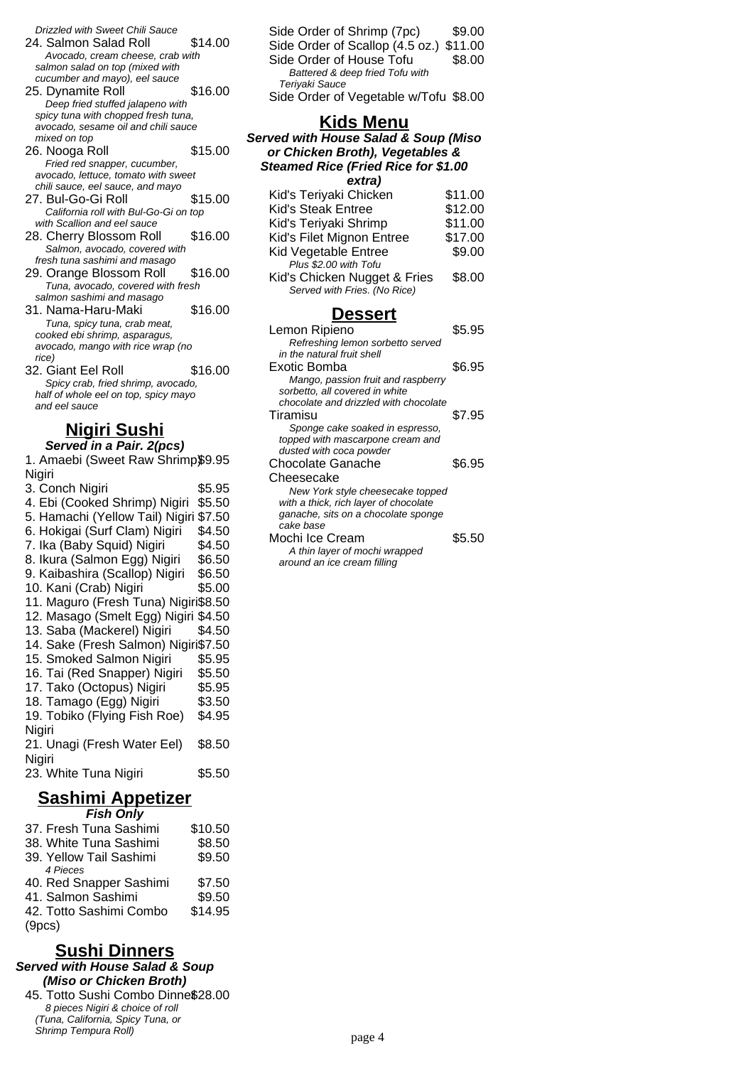*Drizzled with Sweet Chili Sauce*

24. Salmon Salad Roll — $14.00
   *Avocado, cream cheese, crab with salmon salad on top (mixed with cucumber and mayo), eel sauce*
25. Dynamite Roll — $16.00
   *Deep fried stuffed jalapeno with spicy tuna with chopped fresh tuna, avocado, sesame oil and chili sauce mixed on top*
26. Nooga Roll — $15.00
   *Fried red snapper, cucumber, avocado, lettuce, tomato with sweet chili sauce, eel sauce, and mayo*
27. Bul-Go-Gi Roll — $15.00
   *California roll with Bul-Go-Gi on top with Scallion and eel sauce*
28. Cherry Blossom Roll — $16.00
   *Salmon, avocado, covered with fresh tuna sashimi and masago*
29. Orange Blossom Roll — $16.00
   *Tuna, avocado, covered with fresh salmon sashimi and masago*
31. Nama-Haru-Maki — $16.00
   *Tuna, spicy tuna, crab meat, cooked ebi shrimp, asparagus, avocado, mango with rice wrap (no rice)*
32. Giant Eel Roll — $16.00
   *Spicy crab, fried shrimp, avocado, half of whole eel on top, spicy mayo and eel sauce*

## Nigiri Sushi

***Served in a Pair. 2(pcs)***

| Item | Price |
|---|---|
| 1. Amaebi (Sweet Raw Shrimp) Nigiri | $9.95 |
| 3. Conch Nigiri | $5.95 |
| 4. Ebi (Cooked Shrimp) Nigiri | $5.50 |
| 5. Hamachi (Yellow Tail) Nigiri | $7.50 |
| 6. Hokigai (Surf Clam) Nigiri | $4.50 |
| 7. Ika (Baby Squid) Nigiri | $4.50 |
| 8. Ikura (Salmon Egg) Nigiri | $6.50 |
| 9. Kaibashira (Scallop) Nigiri | $6.50 |
| 10. Kani (Crab) Nigiri | $5.00 |
| 11. Maguro (Fresh Tuna) Nigiri | $8.50 |
| 12. Masago (Smelt Egg) Nigiri | $4.50 |
| 13. Saba (Mackerel) Nigiri | $4.50 |
| 14. Sake (Fresh Salmon) Nigiri | $7.50 |
| 15. Smoked Salmon Nigiri | $5.95 |
| 16. Tai (Red Snapper) Nigiri | $5.50 |
| 17. Tako (Octopus) Nigiri | $5.95 |
| 18. Tamago (Egg) Nigiri | $3.50 |
| 19. Tobiko (Flying Fish Roe) Nigiri | $4.95 |
| 21. Unagi (Fresh Water Eel) Nigiri | $8.50 |
| 23. White Tuna Nigiri | $5.50 |

## Sashimi Appetizer

***Fish Only***

| Item | Price |
|---|---|
| 37. Fresh Tuna Sashimi | $10.50 |
| 38. White Tuna Sashimi | $8.50 |
| 39. Yellow Tail Sashimi *4 Pieces* | $9.50 |
| 40. Red Snapper Sashimi | $7.50 |
| 41. Salmon Sashimi | $9.50 |
| 42. Totto Sashimi Combo (9pcs) | $14.95 |

## Sushi Dinners

***Served with House Salad & Soup (Miso or Chicken Broth)***

45. Totto Sushi Combo Dinner — $28.00
   *8 pieces Nigiri & choice of roll (Tuna, California, Spicy Tuna, or Shrimp Tempura Roll)*

| Item | Price |
|---|---|
| Side Order of Shrimp (7pc) | $9.00 |
| Side Order of Scallop (4.5 oz.) | $11.00 |
| Side Order of House Tofu *Battered & deep fried Tofu with Teriyaki Sauce* | $8.00 |
| Side Order of Vegetable w/Tofu | $8.00 |

## Kids Menu

***Served with House Salad & Soup (Miso or Chicken Broth), Vegetables & Steamed Rice (Fried Rice for $1.00 extra)***

| Item | Price |
|---|---|
| Kid's Teriyaki Chicken | $11.00 |
| Kid's Steak Entree | $12.00 |
| Kid's Teriyaki Shrimp | $11.00 |
| Kid's Filet Mignon Entree | $17.00 |
| Kid Vegetable Entree *Plus $2.00 with Tofu* | $9.00 |
| Kid's Chicken Nugget & Fries *Served with Fries. (No Rice)* | $8.00 |

## Dessert

Lemon Ripieno — $5.95
*Refreshing lemon sorbetto served in the natural fruit shell*

Exotic Bomba — $6.95
*Mango, passion fruit and raspberry sorbetto, all covered in white chocolate and drizzled with chocolate*

Tiramisu — $7.95
*Sponge cake soaked in espresso, topped with mascarpone cream and dusted with coca powder*

Chocolate Ganache Cheesecake — $6.95
*New York style cheesecake topped with a thick, rich layer of chocolate ganache, sits on a chocolate sponge cake base*

Mochi Ice Cream — $5.50
*A thin layer of mochi wrapped around an ice cream filling*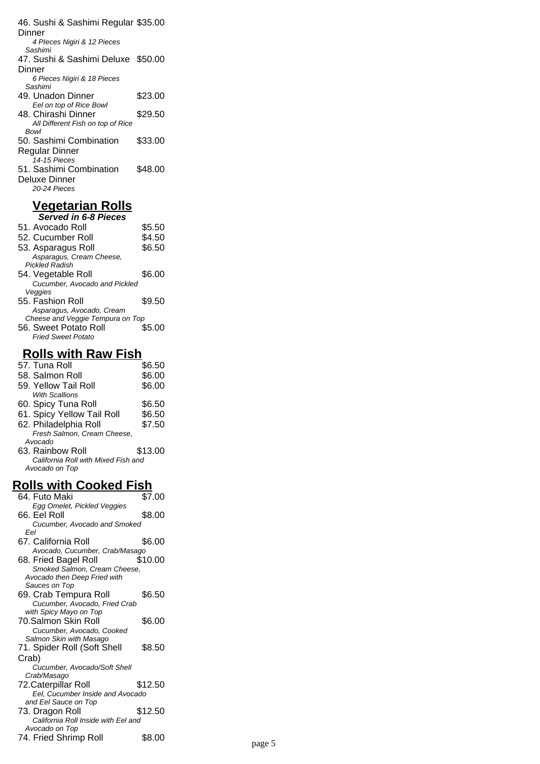46. Sushi & Sashimi Regular Dinner $35.00
*4 PIeces Nigiri & 12 Pieces Sashimi*

47. Sushi & Sashimi Deluxe Dinner $50.00
*6 Pieces Nigiri & 18 Pieces Sashimi*

49. Unadon Dinner $23.00
*Eel on top of Rice Bowl*

48. Chirashi Dinner $29.50
*All Different Fish on top of Rice Bowl*

50. Sashimi Combination Regular Dinner $33.00
*14-15 Pieces*

51. Sashimi Combination Deluxe Dinner $48.00
*20-24 Pieces*

## Vegetarian Rolls

***Served in 6-8 Pieces***

51. Avocado Roll $5.50

52. Cucumber Roll $4.50

53. Asparagus Roll $6.50
*Asparagus, Cream Cheese, Pickled Radish*

54. Vegetable Roll $6.00
*Cucumber, Avocado and Pickled Veggies*

55. Fashion Roll $9.50
*Asparagus, Avocado, Cream Cheese and Veggie Tempura on Top*

56. Sweet Potato Roll $5.00
*Fried Sweet Potato*

## Rolls with Raw Fish

57. Tuna Roll $6.50

58. Salmon Roll $6.00

59. Yellow Tail Roll $6.00
*With Scallions*

60. Spicy Tuna Roll $6.50

61. Spicy Yellow Tail Roll $6.50

62. Philadelphia Roll $7.50
*Fresh Salmon, Cream Cheese, Avocado*

63. Rainbow Roll $13.00
*California Roll with Mixed Fish and Avocado on Top*

## Rolls with Cooked Fish

64. Futo Maki $7.00
*Egg Omelet, Pickled Veggies*

66. Eel Roll $8.00
*Cucumber, Avocado and Smoked Eel*

67. California Roll $6.00
*Avocado, Cucumber, Crab/Masago*

68. Fried Bagel Roll $10.00
*Smoked Salmon, Cream Cheese, Avocado then Deep Fried with Sauces on Top*

69. Crab Tempura Roll $6.50
*Cucumber, Avocado, Fried Crab with Spicy Mayo on Top*

70.Salmon Skin Roll $6.00
*Cucumber, Avocado, Cooked Salmon Skin with Masago*

71. Spider Roll (Soft Shell Crab) $8.50
*Cucumber, Avocado/Soft Shell Crab/Masago*

72.Caterpillar Roll $12.50
*Eel, Cucumber Inside and Avocado and Eel Sauce on Top*

73. Dragon Roll $12.50
*California Roll Inside with Eel and Avocado on Top*

74. Fried Shrimp Roll $8.00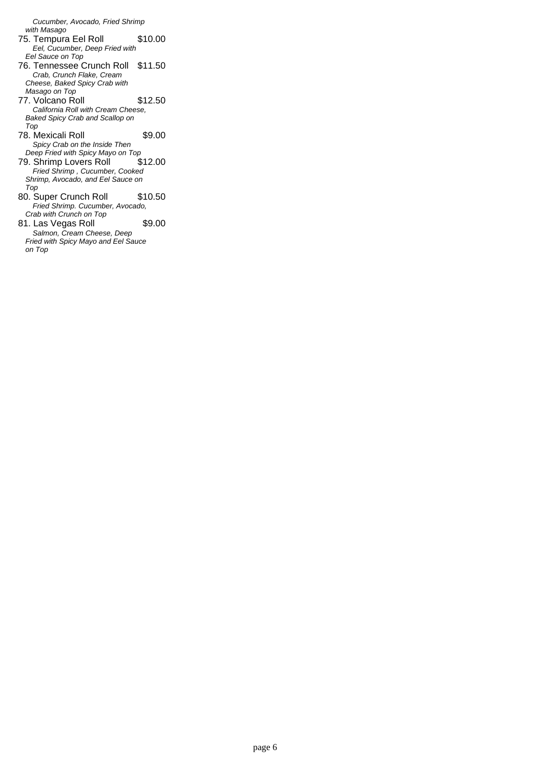*Cucumber, Avocado, Fried Shrimp with Masago*

75. Tempura Eel Roll $10.00
*Eel, Cucumber, Deep Fried with Eel Sauce on Top*

76. Tennessee Crunch Roll $11.50
*Crab, Crunch Flake, Cream Cheese, Baked Spicy Crab with Masago on Top*

77. Volcano Roll $12.50
*California Roll with Cream Cheese, Baked Spicy Crab and Scallop on Top*

78. Mexicali Roll $9.00
*Spicy Crab on the Inside Then Deep Fried with Spicy Mayo on Top*

79. Shrimp Lovers Roll $12.00
*Fried Shrimp , Cucumber, Cooked Shrimp, Avocado, and Eel Sauce on Top*

80. Super Crunch Roll $10.50
*Fried Shrimp. Cucumber, Avocado, Crab with Crunch on Top*

81. Las Vegas Roll $9.00
*Salmon, Cream Cheese, Deep Fried with Spicy Mayo and Eel Sauce on Top*